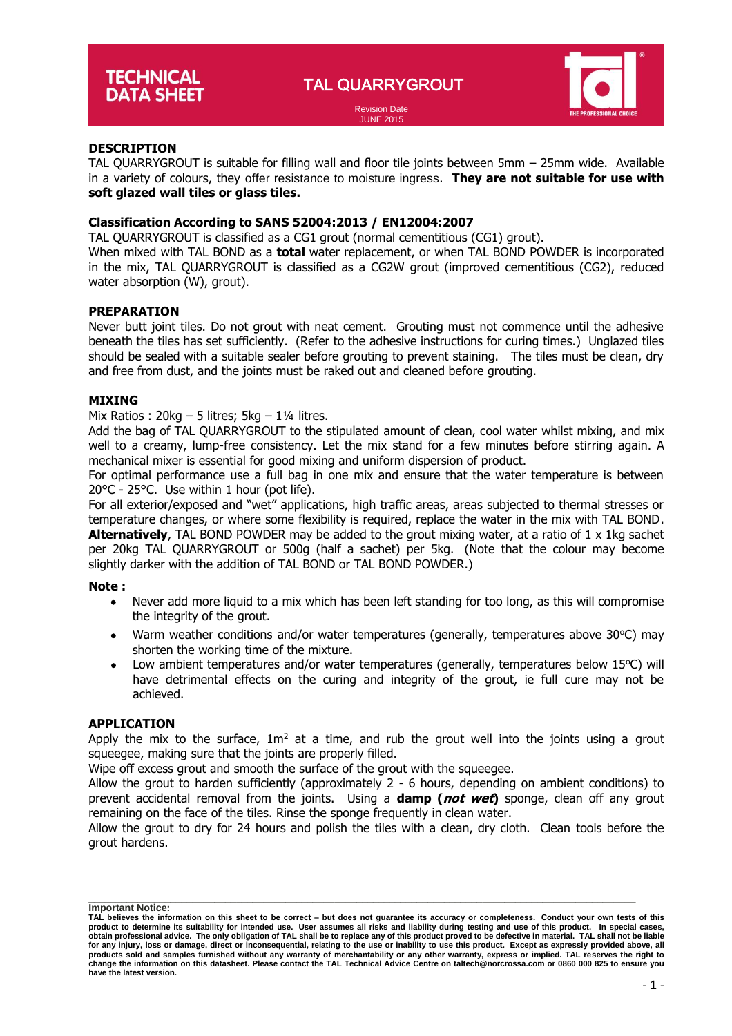# TECHNICAL DATA SHEET

## TAL QUARRYGROUT

Revision Date
JUNE 2015

### DESCRIPTION

TAL QUARRYGROUT is suitable for filling wall and floor tile joints between 5mm – 25mm wide. Available in a variety of colours, they offer resistance to moisture ingress. **They are not suitable for use with soft glazed wall tiles or glass tiles.**

### Classification According to SANS 52004:2013 / EN12004:2007

TAL QUARRYGROUT is classified as a CG1 grout (normal cementitious (CG1) grout).
When mixed with TAL BOND as a **total** water replacement, or when TAL BOND POWDER is incorporated in the mix, TAL QUARRYGROUT is classified as a CG2W grout (improved cementitious (CG2), reduced water absorption (W), grout).

### PREPARATION

Never butt joint tiles. Do not grout with neat cement. Grouting must not commence until the adhesive beneath the tiles has set sufficiently. (Refer to the adhesive instructions for curing times.) Unglazed tiles should be sealed with a suitable sealer before grouting to prevent staining. The tiles must be clean, dry and free from dust, and the joints must be raked out and cleaned before grouting.

### MIXING

Mix Ratios : 20kg – 5 litres; 5kg – 1¼ litres.
Add the bag of TAL QUARRYGROUT to the stipulated amount of clean, cool water whilst mixing, and mix well to a creamy, lump-free consistency. Let the mix stand for a few minutes before stirring again. A mechanical mixer is essential for good mixing and uniform dispersion of product.
For optimal performance use a full bag in one mix and ensure that the water temperature is between 20°C - 25°C. Use within 1 hour (pot life).
For all exterior/exposed and "wet" applications, high traffic areas, areas subjected to thermal stresses or temperature changes, or where some flexibility is required, replace the water in the mix with TAL BOND. **Alternatively**, TAL BOND POWDER may be added to the grout mixing water, at a ratio of 1 x 1kg sachet per 20kg TAL QUARRYGROUT or 500g (half a sachet) per 5kg. (Note that the colour may become slightly darker with the addition of TAL BOND or TAL BOND POWDER.)

**Note :**

- Never add more liquid to a mix which has been left standing for too long, as this will compromise the integrity of the grout.
- Warm weather conditions and/or water temperatures (generally, temperatures above 30°C) may shorten the working time of the mixture.
- Low ambient temperatures and/or water temperatures (generally, temperatures below 15°C) will have detrimental effects on the curing and integrity of the grout, ie full cure may not be achieved.

### APPLICATION

Apply the mix to the surface, 1m$^2$ at a time, and rub the grout well into the joints using a grout squeegee, making sure that the joints are properly filled.
Wipe off excess grout and smooth the surface of the grout with the squeegee.
Allow the grout to harden sufficiently (approximately 2 - 6 hours, depending on ambient conditions) to prevent accidental removal from the joints. Using a **damp (*not wet*)** sponge, clean off any grout remaining on the face of the tiles. Rinse the sponge frequently in clean water.
Allow the grout to dry for 24 hours and polish the tiles with a clean, dry cloth. Clean tools before the grout hardens.

---

**Important Notice:**
**TAL believes the information on this sheet to be correct – but does not guarantee its accuracy or completeness. Conduct your own tests of this product to determine its suitability for intended use. User assumes all risks and liability during testing and use of this product. In special cases, obtain professional advice. The only obligation of TAL shall be to replace any of this product proved to be defective in material. TAL shall not be liable for any injury, loss or damage, direct or inconsequential, relating to the use or inability to use this product. Except as expressly provided above, all products sold and samples furnished without any warranty of merchantability or any other warranty, express or implied. TAL reserves the right to change the information on this datasheet. Please contact the TAL Technical Advice Centre on taltech@norcrossa.com or 0860 000 825 to ensure you have the latest version.**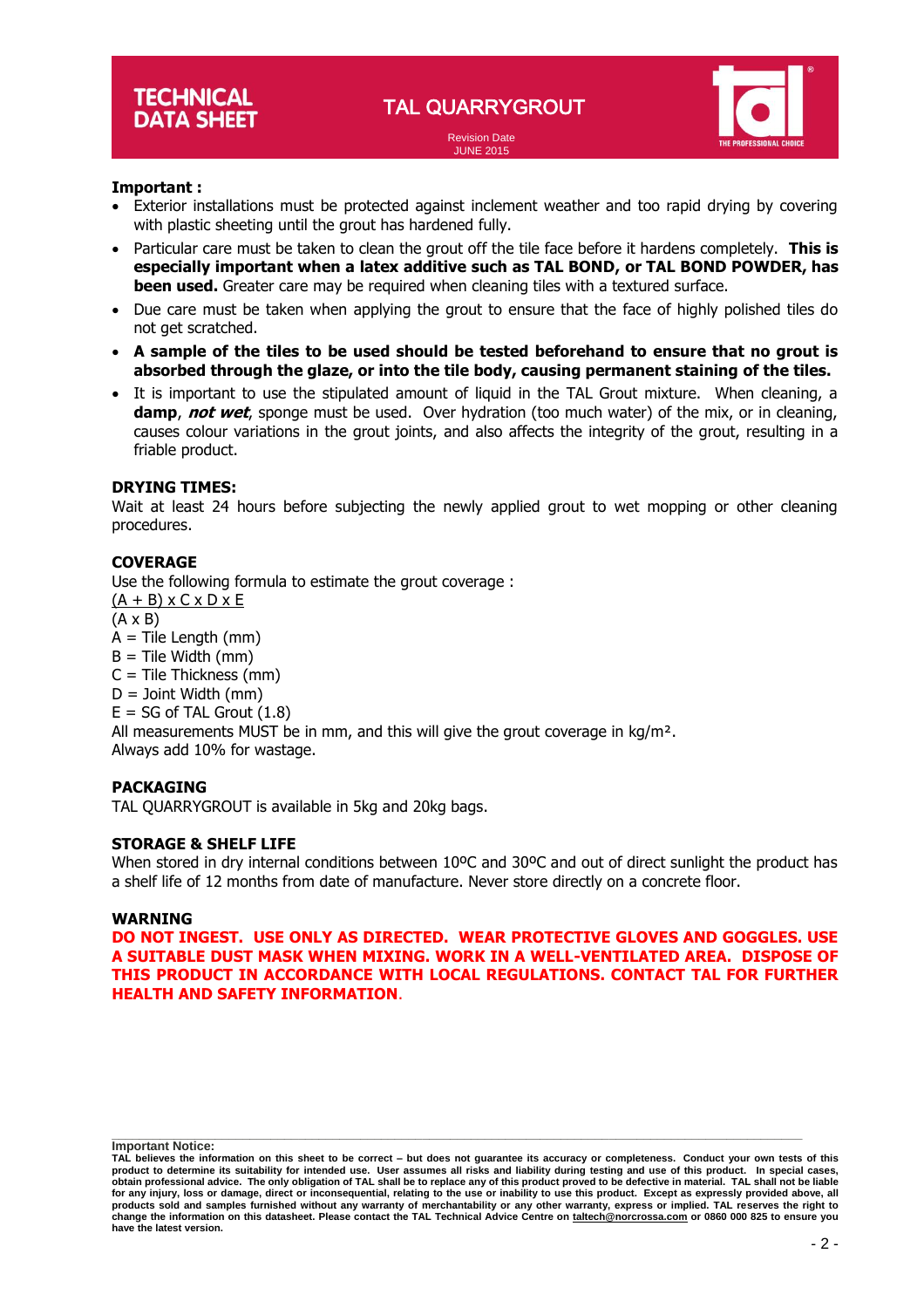**Important :**

- Exterior installations must be protected against inclement weather and too rapid drying by covering with plastic sheeting until the grout has hardened fully.
- Particular care must be taken to clean the grout off the tile face before it hardens completely. **This is especially important when a latex additive such as TAL BOND, or TAL BOND POWDER, has been used.** Greater care may be required when cleaning tiles with a textured surface.
- Due care must be taken when applying the grout to ensure that the face of highly polished tiles do not get scratched.
- **A sample of the tiles to be used should be tested beforehand to ensure that no grout is absorbed through the glaze, or into the tile body, causing permanent staining of the tiles.**
- It is important to use the stipulated amount of liquid in the TAL Grout mixture. When cleaning, a **damp**, ***not wet***, sponge must be used. Over hydration (too much water) of the mix, or in cleaning, causes colour variations in the grout joints, and also affects the integrity of the grout, resulting in a friable product.

## DRYING TIMES:

Wait at least 24 hours before subjecting the newly applied grout to wet mopping or other cleaning procedures.

## COVERAGE

Use the following formula to estimate the grout coverage :

$$\frac{(A + B) \times C \times D \times E}{(A \times B)}$$

A = Tile Length (mm)
B = Tile Width (mm)
C = Tile Thickness (mm)
D = Joint Width (mm)
E = SG of TAL Grout (1.8)
All measurements MUST be in mm, and this will give the grout coverage in kg/m².
Always add 10% for wastage.

## PACKAGING

TAL QUARRYGROUT is available in 5kg and 20kg bags.

## STORAGE & SHELF LIFE

When stored in dry internal conditions between 10ºC and 30ºC and out of direct sunlight the product has a shelf life of 12 months from date of manufacture. Never store directly on a concrete floor.

## WARNING

**DO NOT INGEST. USE ONLY AS DIRECTED. WEAR PROTECTIVE GLOVES AND GOGGLES. USE A SUITABLE DUST MASK WHEN MIXING. WORK IN A WELL-VENTILATED AREA. DISPOSE OF THIS PRODUCT IN ACCORDANCE WITH LOCAL REGULATIONS. CONTACT TAL FOR FURTHER HEALTH AND SAFETY INFORMATION.**

**Important Notice:**
**TAL believes the information on this sheet to be correct – but does not guarantee its accuracy or completeness. Conduct your own tests of this product to determine its suitability for intended use. User assumes all risks and liability during testing and use of this product. In special cases, obtain professional advice. The only obligation of TAL shall be to replace any of this product proved to be defective in material. TAL shall not be liable for any injury, loss or damage, direct or inconsequential, relating to the use or inability to use this product. Except as expressly provided above, all products sold and samples furnished without any warranty of merchantability or any other warranty, express or implied. TAL reserves the right to change the information on this datasheet. Please contact the TAL Technical Advice Centre on taltech@norcrossa.com or 0860 000 825 to ensure you have the latest version.**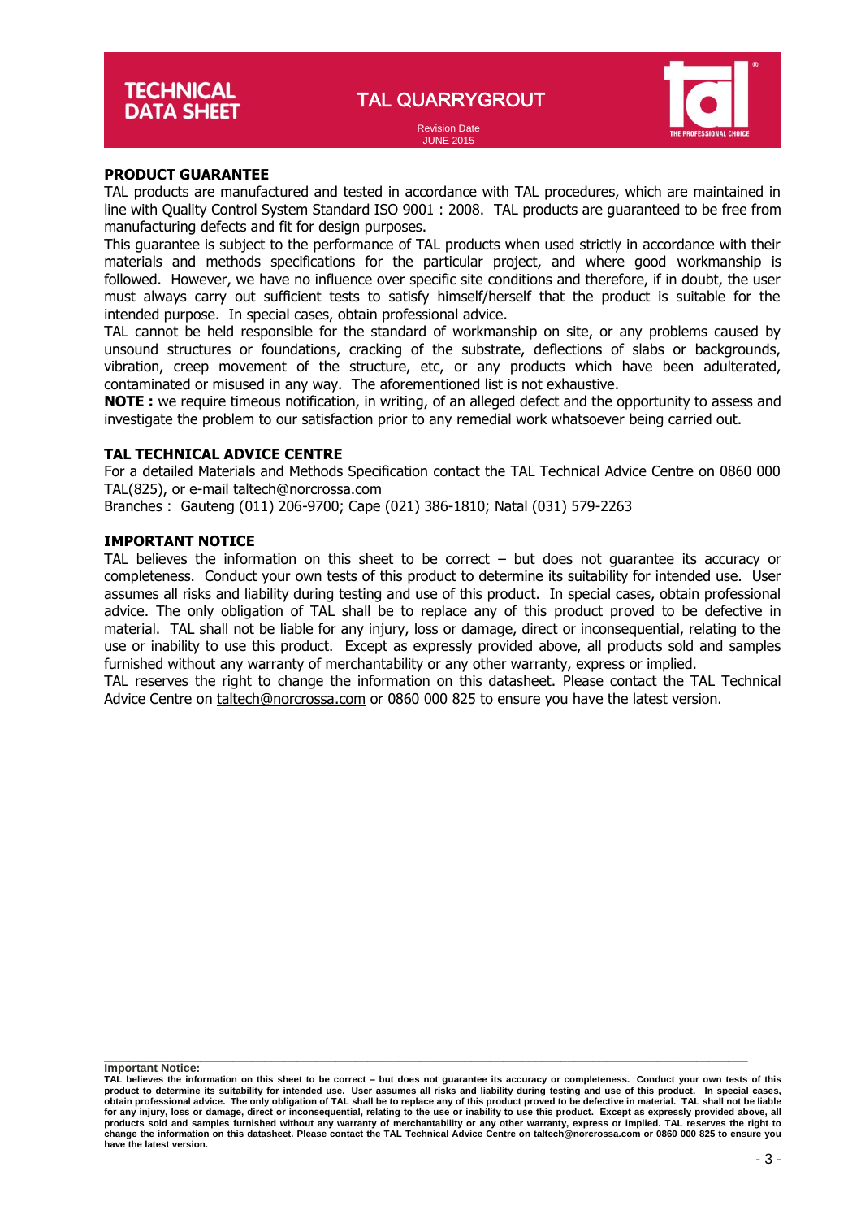## PRODUCT GUARANTEE

TAL products are manufactured and tested in accordance with TAL procedures, which are maintained in line with Quality Control System Standard ISO 9001 : 2008. TAL products are guaranteed to be free from manufacturing defects and fit for design purposes.

This guarantee is subject to the performance of TAL products when used strictly in accordance with their materials and methods specifications for the particular project, and where good workmanship is followed. However, we have no influence over specific site conditions and therefore, if in doubt, the user must always carry out sufficient tests to satisfy himself/herself that the product is suitable for the intended purpose. In special cases, obtain professional advice.

TAL cannot be held responsible for the standard of workmanship on site, or any problems caused by unsound structures or foundations, cracking of the substrate, deflections of slabs or backgrounds, vibration, creep movement of the structure, etc, or any products which have been adulterated, contaminated or misused in any way. The aforementioned list is not exhaustive.

**NOTE :** we require timeous notification, in writing, of an alleged defect and the opportunity to assess and investigate the problem to our satisfaction prior to any remedial work whatsoever being carried out.

## TAL TECHNICAL ADVICE CENTRE

For a detailed Materials and Methods Specification contact the TAL Technical Advice Centre on 0860 000 TAL(825), or e-mail taltech@norcrossa.com

Branches : Gauteng (011) 206-9700; Cape (021) 386-1810; Natal (031) 579-2263

## IMPORTANT NOTICE

TAL believes the information on this sheet to be correct – but does not guarantee its accuracy or completeness. Conduct your own tests of this product to determine its suitability for intended use. User assumes all risks and liability during testing and use of this product. In special cases, obtain professional advice. The only obligation of TAL shall be to replace any of this product proved to be defective in material. TAL shall not be liable for any injury, loss or damage, direct or inconsequential, relating to the use or inability to use this product. Except as expressly provided above, all products sold and samples furnished without any warranty of merchantability or any other warranty, express or implied.

TAL reserves the right to change the information on this datasheet. Please contact the TAL Technical Advice Centre on taltech@norcrossa.com or 0860 000 825 to ensure you have the latest version.